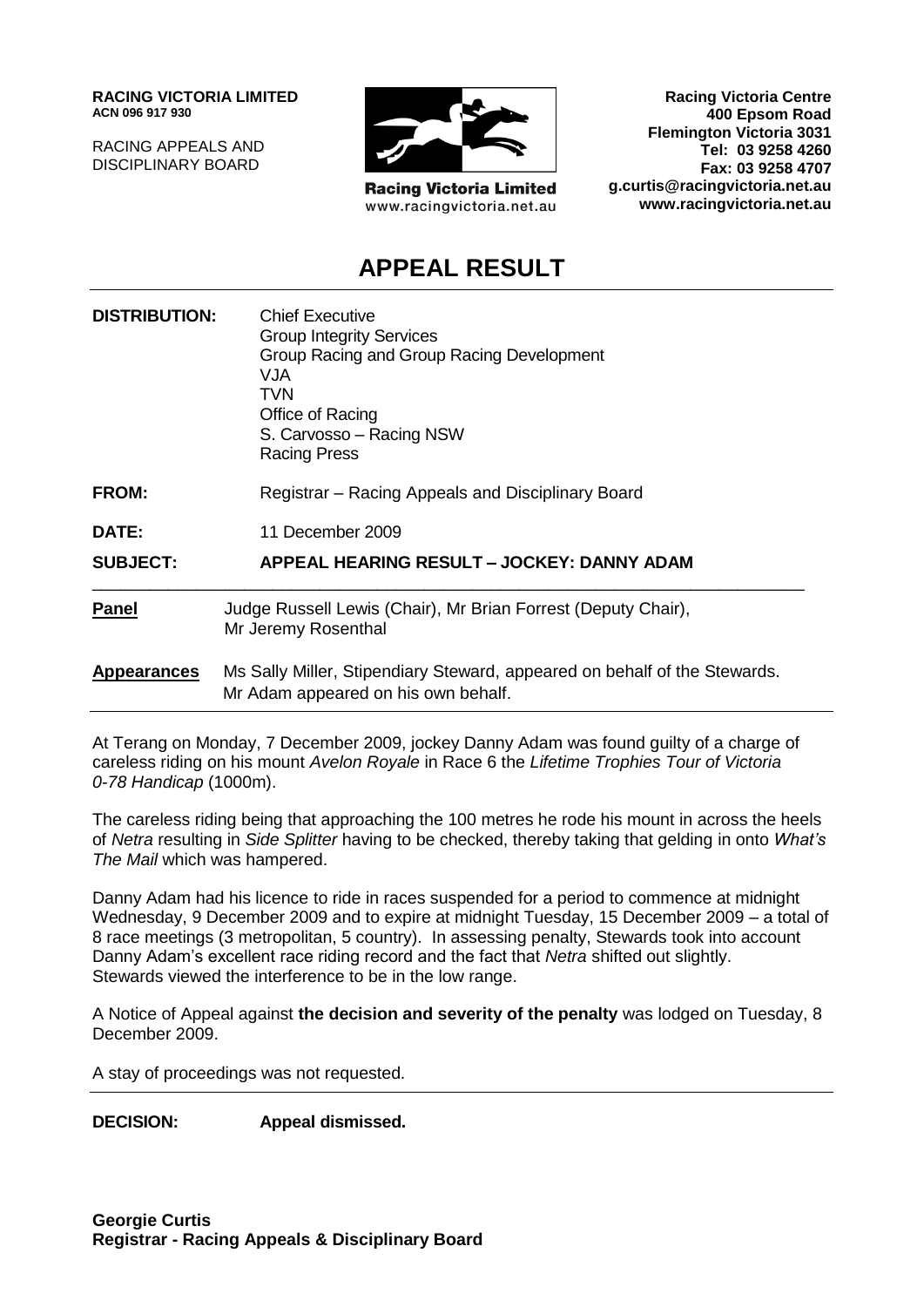**RACING VICTORIA LIMITED**
**ACN 096 917 930**

RACING APPEALS AND
DISCIPLINARY BOARD

**Racing Victoria Limited**
www.racingvictoria.net.au

**Racing Victoria Centre**
**400 Epsom Road**
**Flemington Victoria 3031**
**Tel: 03 9258 4260**
**Fax: 03 9258 4707**
**g.curtis@racingvictoria.net.au**
**www.racingvictoria.net.au**

# APPEAL RESULT

| | |
|---|---|
| **DISTRIBUTION:** | Chief Executive<br>Group Integrity Services<br>Group Racing and Group Racing Development<br>VJA<br>TVN<br>Office of Racing<br>S. Carvosso – Racing NSW<br>Racing Press |
| **FROM:** | Registrar – Racing Appeals and Disciplinary Board |
| **DATE:** | 11 December 2009 |
| **SUBJECT:** | **APPEAL HEARING RESULT – JOCKEY: DANNY ADAM** |

| | |
|---|---|
| **Panel** | Judge Russell Lewis (Chair), Mr Brian Forrest (Deputy Chair), Mr Jeremy Rosenthal |
| **Appearances** | Ms Sally Miller, Stipendiary Steward, appeared on behalf of the Stewards.<br>Mr Adam appeared on his own behalf. |

At Terang on Monday, 7 December 2009, jockey Danny Adam was found guilty of a charge of careless riding on his mount *Avelon Royale* in Race 6 the *Lifetime Trophies Tour of Victoria 0-78 Handicap* (1000m).

The careless riding being that approaching the 100 metres he rode his mount in across the heels of *Netra* resulting in *Side Splitter* having to be checked, thereby taking that gelding in onto *What's The Mail* which was hampered.

Danny Adam had his licence to ride in races suspended for a period to commence at midnight Wednesday, 9 December 2009 and to expire at midnight Tuesday, 15 December 2009 – a total of 8 race meetings (3 metropolitan, 5 country). In assessing penalty, Stewards took into account Danny Adam's excellent race riding record and the fact that *Netra* shifted out slightly. Stewards viewed the interference to be in the low range.

A Notice of Appeal against **the decision and severity of the penalty** was lodged on Tuesday, 8 December 2009.

A stay of proceedings was not requested.

**DECISION:** **Appeal dismissed.**

**Georgie Curtis**
**Registrar - Racing Appeals & Disciplinary Board**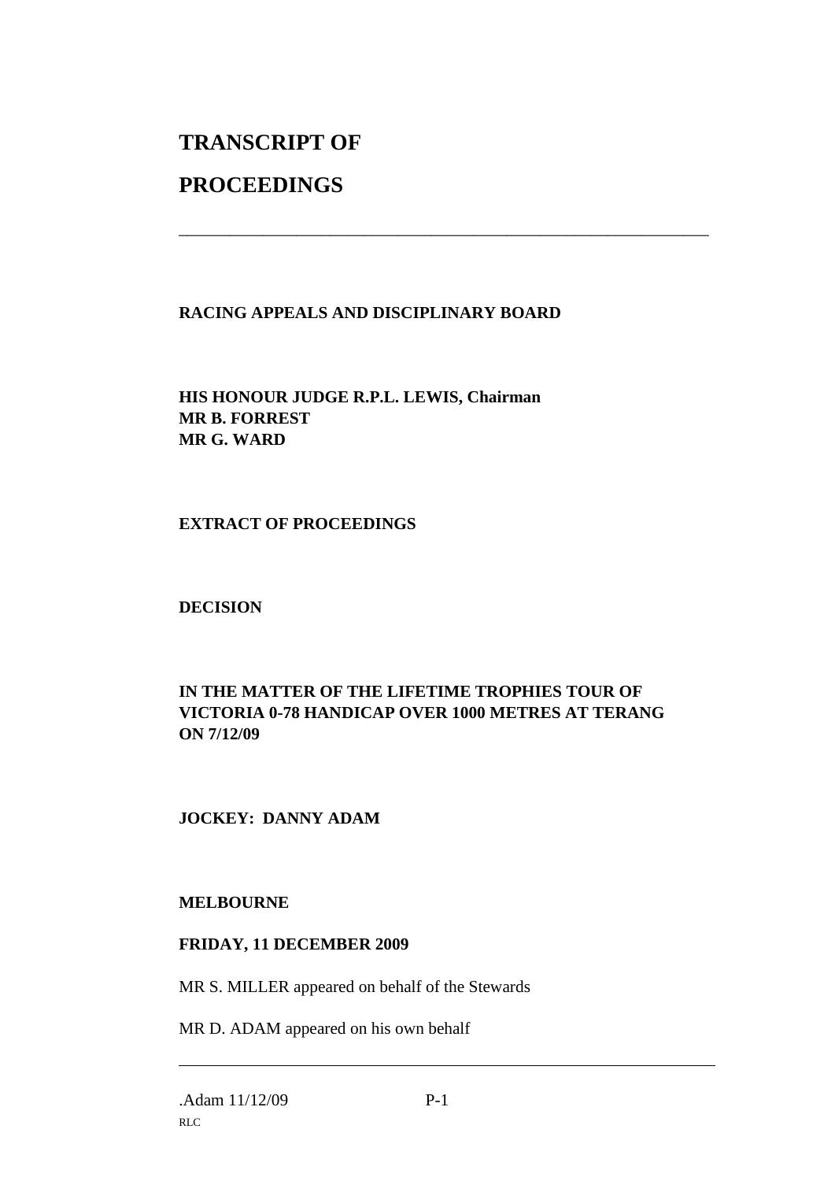# TRANSCRIPT OF

# PROCEEDINGS

---

**RACING APPEALS AND DISCIPLINARY BOARD**

**HIS HONOUR JUDGE R.P.L. LEWIS, Chairman**
**MR B. FORREST**
**MR G. WARD**

**EXTRACT OF PROCEEDINGS**

**DECISION**

**IN THE MATTER OF THE LIFETIME TROPHIES TOUR OF VICTORIA 0-78 HANDICAP OVER 1000 METRES AT TERANG ON 7/12/09**

**JOCKEY: DANNY ADAM**

**MELBOURNE**

**FRIDAY, 11 DECEMBER 2009**

MR S. MILLER appeared on behalf of the Stewards

MR D. ADAM appeared on his own behalf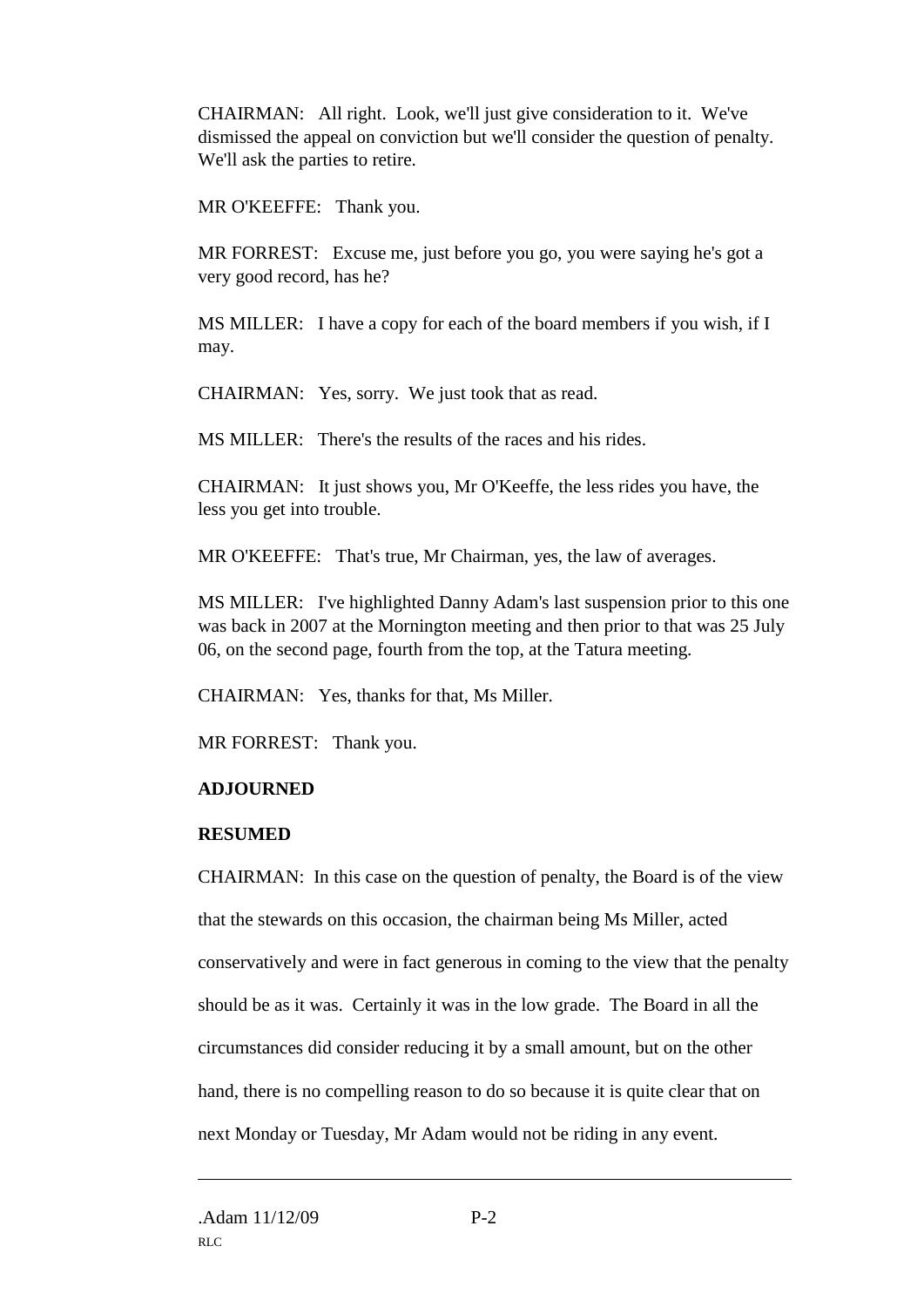CHAIRMAN: All right. Look, we'll just give consideration to it. We've dismissed the appeal on conviction but we'll consider the question of penalty. We'll ask the parties to retire.

MR O'KEEFFE: Thank you.

MR FORREST: Excuse me, just before you go, you were saying he's got a very good record, has he?

MS MILLER: I have a copy for each of the board members if you wish, if I may.

CHAIRMAN: Yes, sorry. We just took that as read.

MS MILLER: There's the results of the races and his rides.

CHAIRMAN: It just shows you, Mr O'Keeffe, the less rides you have, the less you get into trouble.

MR O'KEEFFE: That's true, Mr Chairman, yes, the law of averages.

MS MILLER: I've highlighted Danny Adam's last suspension prior to this one was back in 2007 at the Mornington meeting and then prior to that was 25 July 06, on the second page, fourth from the top, at the Tatura meeting.

CHAIRMAN: Yes, thanks for that, Ms Miller.

MR FORREST: Thank you.

**ADJOURNED**

**RESUMED**

CHAIRMAN: In this case on the question of penalty, the Board is of the view that the stewards on this occasion, the chairman being Ms Miller, acted conservatively and were in fact generous in coming to the view that the penalty should be as it was. Certainly it was in the low grade. The Board in all the circumstances did consider reducing it by a small amount, but on the other hand, there is no compelling reason to do so because it is quite clear that on next Monday or Tuesday, Mr Adam would not be riding in any event.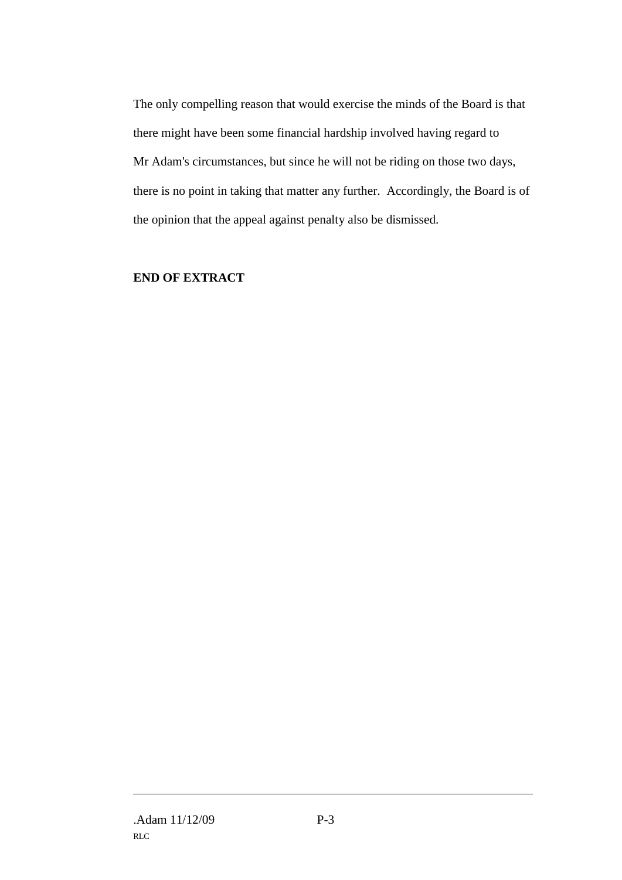The only compelling reason that would exercise the minds of the Board is that there might have been some financial hardship involved having regard to Mr Adam's circumstances, but since he will not be riding on those two days, there is no point in taking that matter any further. Accordingly, the Board is of the opinion that the appeal against penalty also be dismissed.

**END OF EXTRACT**